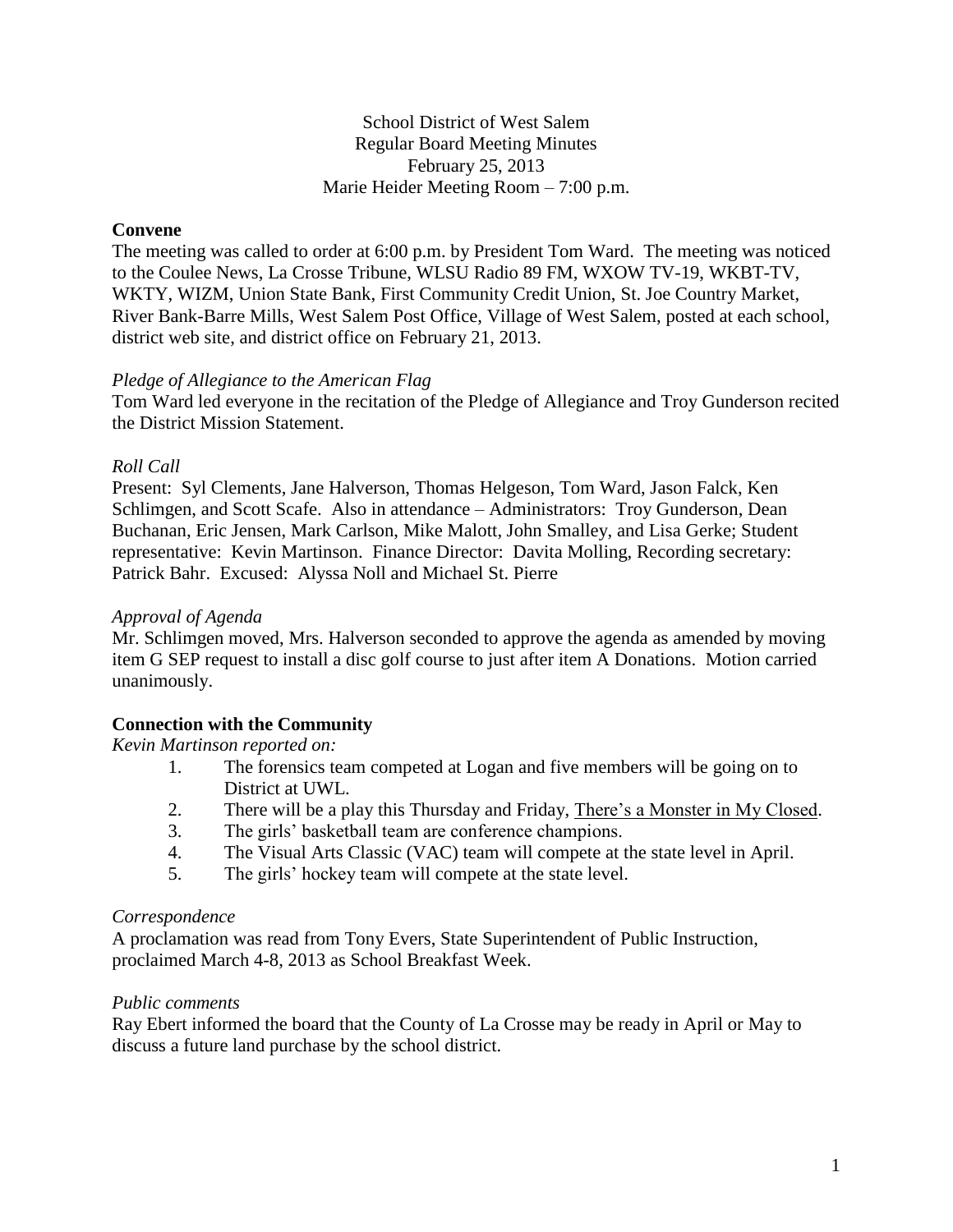School District of West Salem
Regular Board Meeting Minutes
February 25, 2013
Marie Heider Meeting Room – 7:00 p.m.

## Convene

The meeting was called to order at 6:00 p.m. by President Tom Ward. The meeting was noticed to the Coulee News, La Crosse Tribune, WLSU Radio 89 FM, WXOW TV-19, WKBT-TV, WKTY, WIZM, Union State Bank, First Community Credit Union, St. Joe Country Market, River Bank-Barre Mills, West Salem Post Office, Village of West Salem, posted at each school, district web site, and district office on February 21, 2013.

*Pledge of Allegiance to the American Flag*

Tom Ward led everyone in the recitation of the Pledge of Allegiance and Troy Gunderson recited the District Mission Statement.

*Roll Call*

Present: Syl Clements, Jane Halverson, Thomas Helgeson, Tom Ward, Jason Falck, Ken Schlimgen, and Scott Scafe. Also in attendance – Administrators: Troy Gunderson, Dean Buchanan, Eric Jensen, Mark Carlson, Mike Malott, John Smalley, and Lisa Gerke; Student representative: Kevin Martinson. Finance Director: Davita Molling, Recording secretary: Patrick Bahr. Excused: Alyssa Noll and Michael St. Pierre

*Approval of Agenda*

Mr. Schlimgen moved, Mrs. Halverson seconded to approve the agenda as amended by moving item G SEP request to install a disc golf course to just after item A Donations. Motion carried unanimously.

## Connection with the Community

*Kevin Martinson reported on:*

1. The forensics team competed at Logan and five members will be going on to District at UWL.
2. There will be a play this Thursday and Friday, <u>There's a Monster in My Closed</u>.
3. The girls' basketball team are conference champions.
4. The Visual Arts Classic (VAC) team will compete at the state level in April.
5. The girls' hockey team will compete at the state level.

*Correspondence*

A proclamation was read from Tony Evers, State Superintendent of Public Instruction, proclaimed March 4-8, 2013 as School Breakfast Week.

*Public comments*

Ray Ebert informed the board that the County of La Crosse may be ready in April or May to discuss a future land purchase by the school district.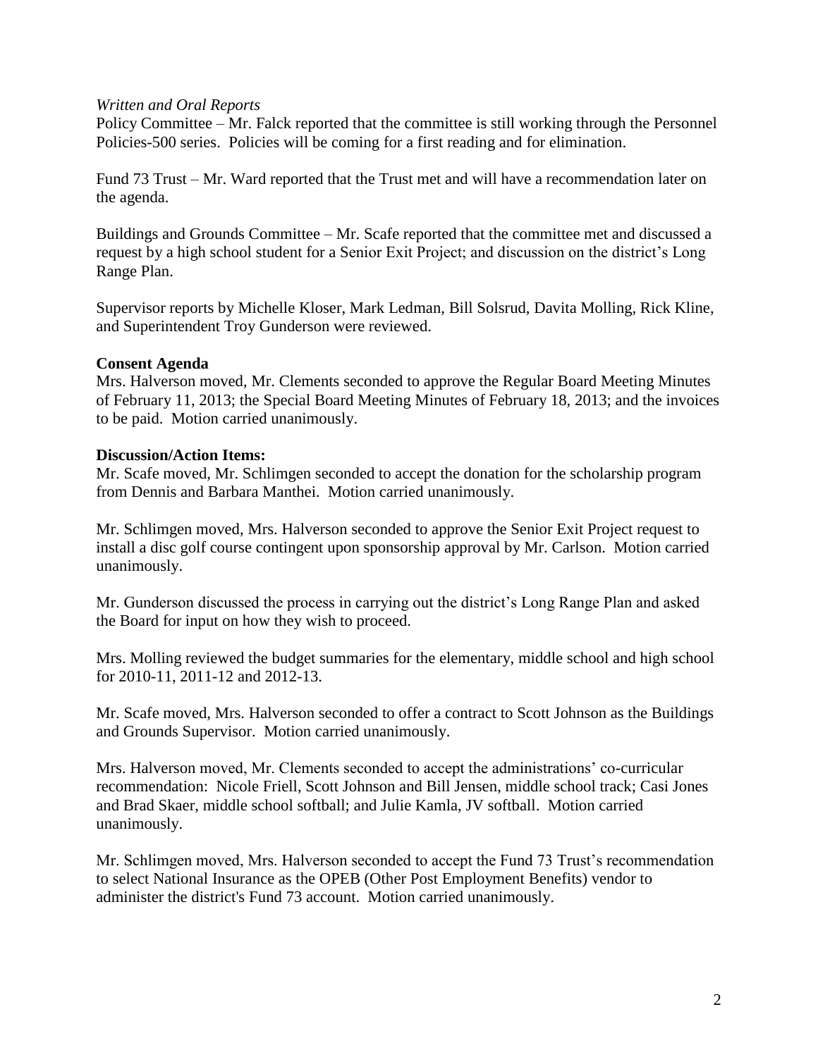*Written and Oral Reports*

Policy Committee – Mr. Falck reported that the committee is still working through the Personnel Policies-500 series. Policies will be coming for a first reading and for elimination.

Fund 73 Trust – Mr. Ward reported that the Trust met and will have a recommendation later on the agenda.

Buildings and Grounds Committee – Mr. Scafe reported that the committee met and discussed a request by a high school student for a Senior Exit Project; and discussion on the district's Long Range Plan.

Supervisor reports by Michelle Kloser, Mark Ledman, Bill Solsrud, Davita Molling, Rick Kline, and Superintendent Troy Gunderson were reviewed.

**Consent Agenda**

Mrs. Halverson moved, Mr. Clements seconded to approve the Regular Board Meeting Minutes of February 11, 2013; the Special Board Meeting Minutes of February 18, 2013; and the invoices to be paid. Motion carried unanimously.

**Discussion/Action Items:**

Mr. Scafe moved, Mr. Schlimgen seconded to accept the donation for the scholarship program from Dennis and Barbara Manthei. Motion carried unanimously.

Mr. Schlimgen moved, Mrs. Halverson seconded to approve the Senior Exit Project request to install a disc golf course contingent upon sponsorship approval by Mr. Carlson. Motion carried unanimously.

Mr. Gunderson discussed the process in carrying out the district's Long Range Plan and asked the Board for input on how they wish to proceed.

Mrs. Molling reviewed the budget summaries for the elementary, middle school and high school for 2010-11, 2011-12 and 2012-13.

Mr. Scafe moved, Mrs. Halverson seconded to offer a contract to Scott Johnson as the Buildings and Grounds Supervisor. Motion carried unanimously.

Mrs. Halverson moved, Mr. Clements seconded to accept the administrations' co-curricular recommendation: Nicole Friell, Scott Johnson and Bill Jensen, middle school track; Casi Jones and Brad Skaer, middle school softball; and Julie Kamla, JV softball. Motion carried unanimously.

Mr. Schlimgen moved, Mrs. Halverson seconded to accept the Fund 73 Trust's recommendation to select National Insurance as the OPEB (Other Post Employment Benefits) vendor to administer the district's Fund 73 account. Motion carried unanimously.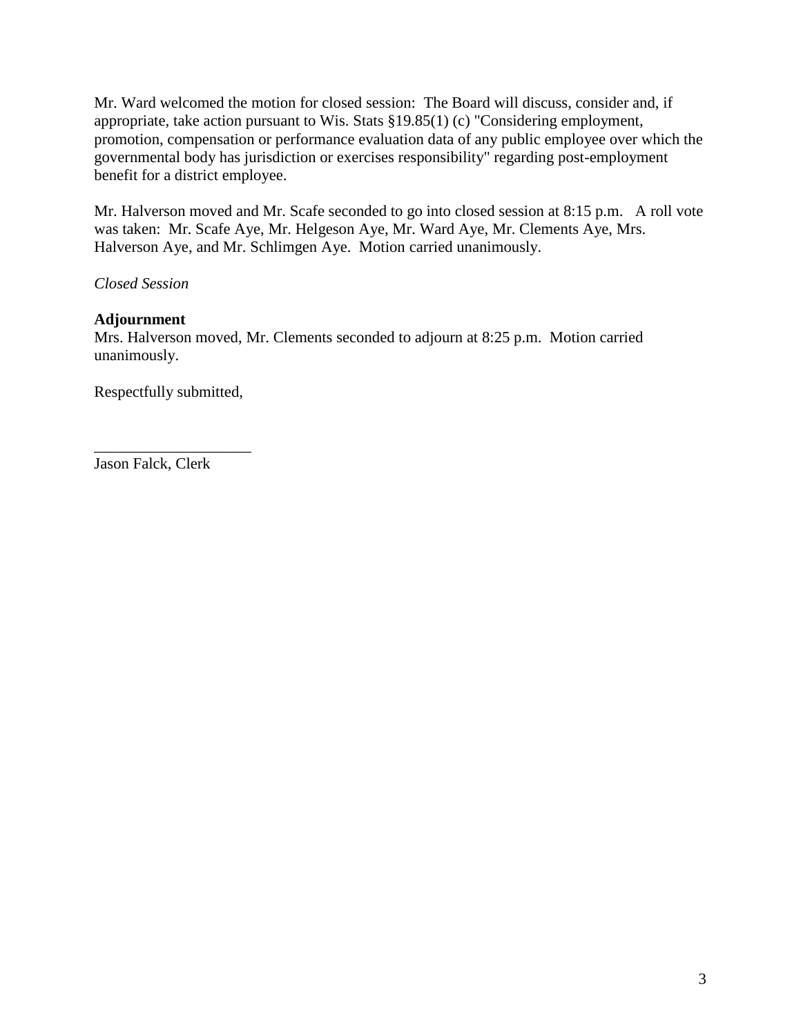Mr. Ward welcomed the motion for closed session: The Board will discuss, consider and, if appropriate, take action pursuant to Wis. Stats §19.85(1) (c) "Considering employment, promotion, compensation or performance evaluation data of any public employee over which the governmental body has jurisdiction or exercises responsibility" regarding post-employment benefit for a district employee.

Mr. Halverson moved and Mr. Scafe seconded to go into closed session at 8:15 p.m. A roll vote was taken: Mr. Scafe Aye, Mr. Helgeson Aye, Mr. Ward Aye, Mr. Clements Aye, Mrs. Halverson Aye, and Mr. Schlimgen Aye. Motion carried unanimously.

*Closed Session*

**Adjournment**

Mrs. Halverson moved, Mr. Clements seconded to adjourn at 8:25 p.m. Motion carried unanimously.

Respectfully submitted,

____________________

Jason Falck, Clerk